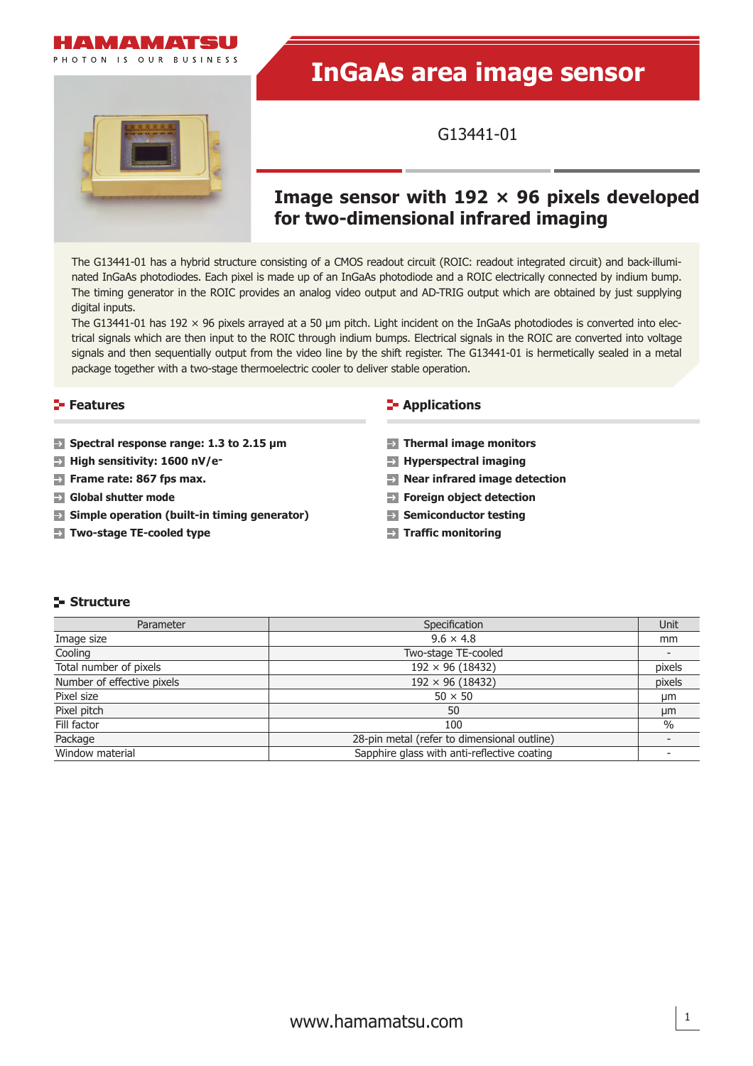# InGaAs area image sensor

G13441-01

## Image sensor with 192 × 96 pixels developed for two-dimensional infrared imaging

The G13441-01 has a hybrid structure consisting of a CMOS readout circuit (ROIC: readout integrated circuit) and back-illuminated InGaAs photodiodes. Each pixel is made up of an InGaAs photodiode and a ROIC electrically connected by indium bump. The timing generator in the ROIC provides an analog video output and AD-TRIG output which are obtained by just supplying digital inputs.

The G13441-01 has 192 × 96 pixels arrayed at a 50 μm pitch. Light incident on the InGaAs photodiodes is converted into electrical signals which are then input to the ROIC through indium bumps. Electrical signals in the ROIC are converted into voltage signals and then sequentially output from the video line by the shift register. The G13441-01 is hermetically sealed in a metal package together with a two-stage thermoelectric cooler to deliver stable operation.

## Features

- **Spectral response range: 1.3 to 2.15 μm**
- **High sensitivity: 1600 nV/e⁻**
- **Frame rate: 867 fps max.**
- **Global shutter mode**
- **Simple operation (built-in timing generator)**
- **Two-stage TE-cooled type**

## Applications

- **Thermal image monitors**
- **Hyperspectral imaging**
- **Near infrared image detection**
- **Foreign object detection**
- **Semiconductor testing**
- **Traffic monitoring**

## Structure

| Parameter | Specification | Unit |
| --- | --- | --- |
| Image size | 9.6 × 4.8 | mm |
| Cooling | Two-stage TE-cooled | - |
| Total number of pixels | 192 × 96 (18432) | pixels |
| Number of effective pixels | 192 × 96 (18432) | pixels |
| Pixel size | 50 × 50 | μm |
| Pixel pitch | 50 | μm |
| Fill factor | 100 | % |
| Package | 28-pin metal (refer to dimensional outline) | - |
| Window material | Sapphire glass with anti-reflective coating | - |

www.hamamatsu.com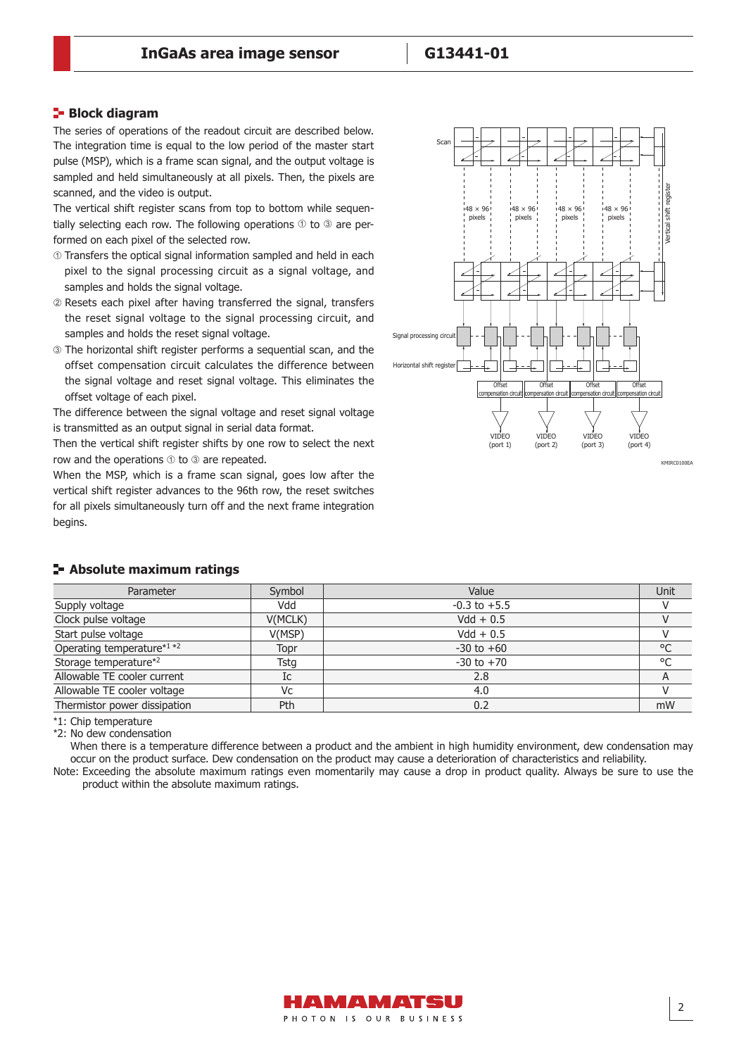## Block diagram

The series of operations of the readout circuit are described below. The integration time is equal to the low period of the master start pulse (MSP), which is a frame scan signal, and the output voltage is sampled and held simultaneously at all pixels. Then, the pixels are scanned, and the video is output.

The vertical shift register scans from top to bottom while sequentially selecting each row. The following operations ① to ③ are performed on each pixel of the selected row.

① Transfers the optical signal information sampled and held in each pixel to the signal processing circuit as a signal voltage, and samples and holds the signal voltage.

② Resets each pixel after having transferred the signal, transfers the reset signal voltage to the signal processing circuit, and samples and holds the reset signal voltage.

③ The horizontal shift register performs a sequential scan, and the offset compensation circuit calculates the difference between the signal voltage and reset signal voltage. This eliminates the offset voltage of each pixel.

The difference between the signal voltage and reset signal voltage is transmitted as an output signal in serial data format.

Then the vertical shift register shifts by one row to select the next row and the operations ① to ③ are repeated.

When the MSP, which is a frame scan signal, goes low after the vertical shift register advances to the 96th row, the reset switches for all pixels simultaneously turn off and the next frame integration begins.

KMIRC0100EA

## Absolute maximum ratings

| Parameter | Symbol | Value | Unit |
|---|---|---|---|
| Supply voltage | Vdd | -0.3 to +5.5 | V |
| Clock pulse voltage | V(MCLK) | Vdd + 0.5 | V |
| Start pulse voltage | V(MSP) | Vdd + 0.5 | V |
| Operating temperature*1 *2 | Topr | -30 to +60 | °C |
| Storage temperature*2 | Tstg | -30 to +70 | °C |
| Allowable TE cooler current | Ic | 2.8 | A |
| Allowable TE cooler voltage | Vc | 4.0 | V |
| Thermistor power dissipation | Pth | 0.2 | mW |

*1: Chip temperature

*2: No dew condensation

When there is a temperature difference between a product and the ambient in high humidity environment, dew condensation may occur on the product surface. Dew condensation on the product may cause a deterioration of characteristics and reliability.

Note: Exceeding the absolute maximum ratings even momentarily may cause a drop in product quality. Always be sure to use the product within the absolute maximum ratings.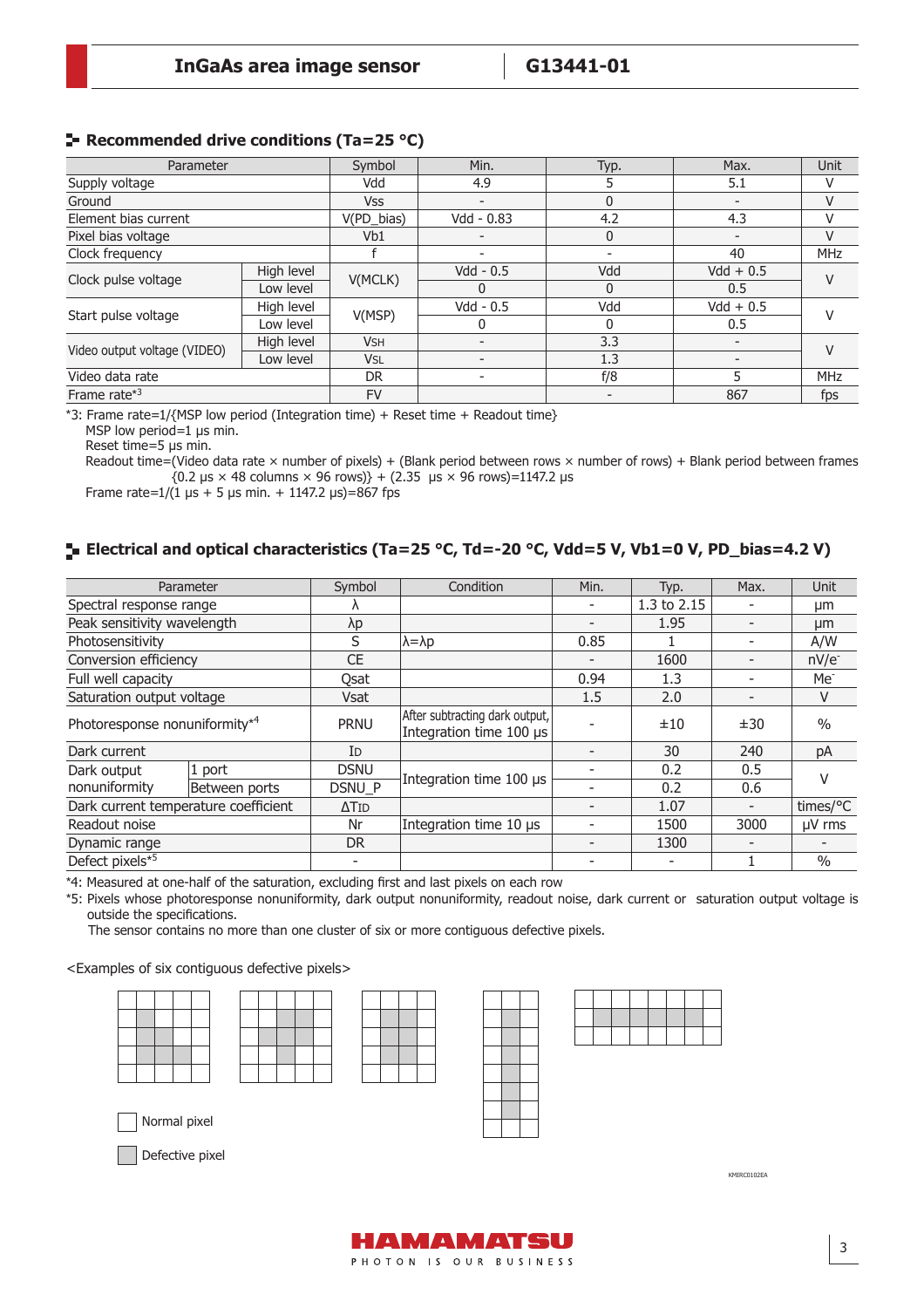## Recommended drive conditions (Ta=25 °C)

| Parameter | | Symbol | Min. | Typ. | Max. | Unit |
|---|---|---|---|---|---|---|
| Supply voltage | | Vdd | 4.9 | 5 | 5.1 | V |
| Ground | | Vss | - | 0 | - | V |
| Element bias current | | V(PD_bias) | Vdd - 0.83 | 4.2 | 4.3 | V |
| Pixel bias voltage | | Vb1 | - | 0 | - | V |
| Clock frequency | | f | - | - | 40 | MHz |
| Clock pulse voltage | High level | V(MCLK) | Vdd - 0.5 | Vdd | Vdd + 0.5 | V |
| | Low level | | 0 | 0 | 0.5 | |
| Start pulse voltage | High level | V(MSP) | Vdd - 0.5 | Vdd | Vdd + 0.5 | V |
| | Low level | | 0 | 0 | 0.5 | |
| Video output voltage (VIDEO) | High level | VSH | - | 3.3 | - | V |
| | Low level | VSL | - | 1.3 | - | |
| Video data rate | | DR | - | f/8 | 5 | MHz |
| Frame rate*3 | | FV | | - | 867 | fps |

*3: Frame rate=1/{MSP low period (Integration time) + Reset time + Readout time}
MSP low period=1 µs min.
Reset time=5 µs min.
Readout time=(Video data rate × number of pixels) + (Blank period between rows × number of rows) + Blank period between frames
{0.2 µs × 48 columns × 96 rows)} + (2.35 µs × 96 rows)=1147.2 µs
Frame rate=1/(1 µs + 5 µs min. + 1147.2 µs)=867 fps

## Electrical and optical characteristics (Ta=25 °C, Td=-20 °C, Vdd=5 V, Vb1=0 V, PD_bias=4.2 V)

| Parameter | | Symbol | Condition | Min. | Typ. | Max. | Unit |
|---|---|---|---|---|---|---|---|
| Spectral response range | | λ | | - | 1.3 to 2.15 | - | µm |
| Peak sensitivity wavelength | | λp | | - | 1.95 | - | µm |
| Photosensitivity | | S | λ=λp | 0.85 | 1 | - | A/W |
| Conversion efficiency | | CE | | - | 1600 | - | nV/e- |
| Full well capacity | | Qsat | | 0.94 | 1.3 | - | Me- |
| Saturation output voltage | | Vsat | | 1.5 | 2.0 | - | V |
| Photoresponse nonuniformity*4 | | PRNU | After subtracting dark output, Integration time 100 µs | - | ±10 | ±30 | % |
| Dark current | | ID | | - | 30 | 240 | pA |
| Dark output nonuniformity | 1 port | DSNU | Integration time 100 µs | - | 0.2 | 0.5 | V |
| | Between ports | DSNU_P | | - | 0.2 | 0.6 | |
| Dark current temperature coefficient | | ΔTID | | - | 1.07 | - | times/°C |
| Readout noise | | Nr | Integration time 10 µs | - | 1500 | 3000 | µV rms |
| Dynamic range | | DR | | - | 1300 | - | - |
| Defect pixels*5 | | - | | - | - | 1 | % |

*4: Measured at one-half of the saturation, excluding first and last pixels on each row
*5: Pixels whose photoresponse nonuniformity, dark output nonuniformity, readout noise, dark current or saturation output voltage is outside the specifications.
The sensor contains no more than one cluster of six or more contiguous defective pixels.

<Examples of six contiguous defective pixels>

Normal pixel

Defective pixel

KMIRC0102EA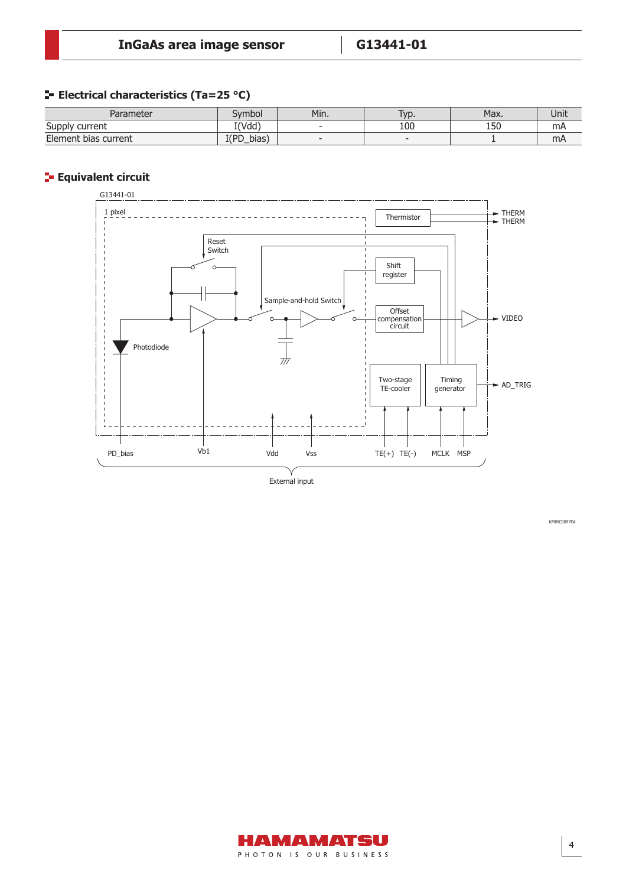## Electrical characteristics (Ta=25 °C)

| Parameter | Symbol | Min. | Typ. | Max. | Unit |
|---|---|---|---|---|---|
| Supply current | I(Vdd) | - | 100 | 150 | mA |
| Element bias current | I(PD_bias) | - | - | 1 | mA |

## Equivalent circuit

G13441-01

1 pixel

Thermistor

THERM

THERM

Reset Switch

Shift register

Sample-and-hold Switch

Offset compensation circuit

VIDEO

Photodiode

Two-stage TE-cooler

Timing generator

AD_TRIG

PD_bias Vb1 Vdd Vss TE(+) TE(-) MCLK MSP

External input

KMIRC0097EA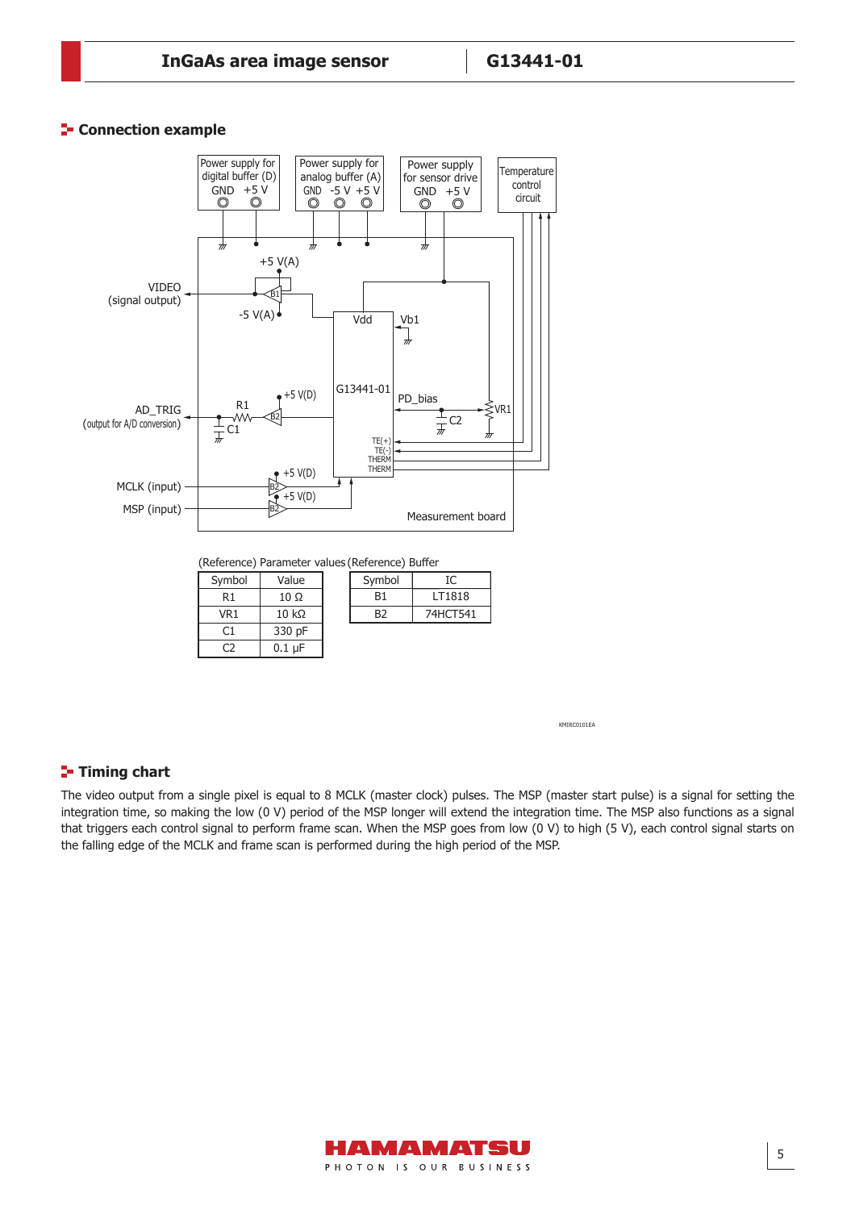## Connection example

(Reference) Parameter values

| Symbol | Value |
|---|---|
| R1 | 10 Ω |
| VR1 | 10 kΩ |
| C1 | 330 pF |
| C2 | 0.1 µF |

(Reference) Buffer

| Symbol | IC |
|---|---|
| B1 | LT1818 |
| B2 | 74HCT541 |

KMIRC0101EA

## Timing chart

The video output from a single pixel is equal to 8 MCLK (master clock) pulses. The MSP (master start pulse) is a signal for setting the integration time, so making the low (0 V) period of the MSP longer will extend the integration time. The MSP also functions as a signal that triggers each control signal to perform frame scan. When the MSP goes from low (0 V) to high (5 V), each control signal starts on the falling edge of the MCLK and frame scan is performed during the high period of the MSP.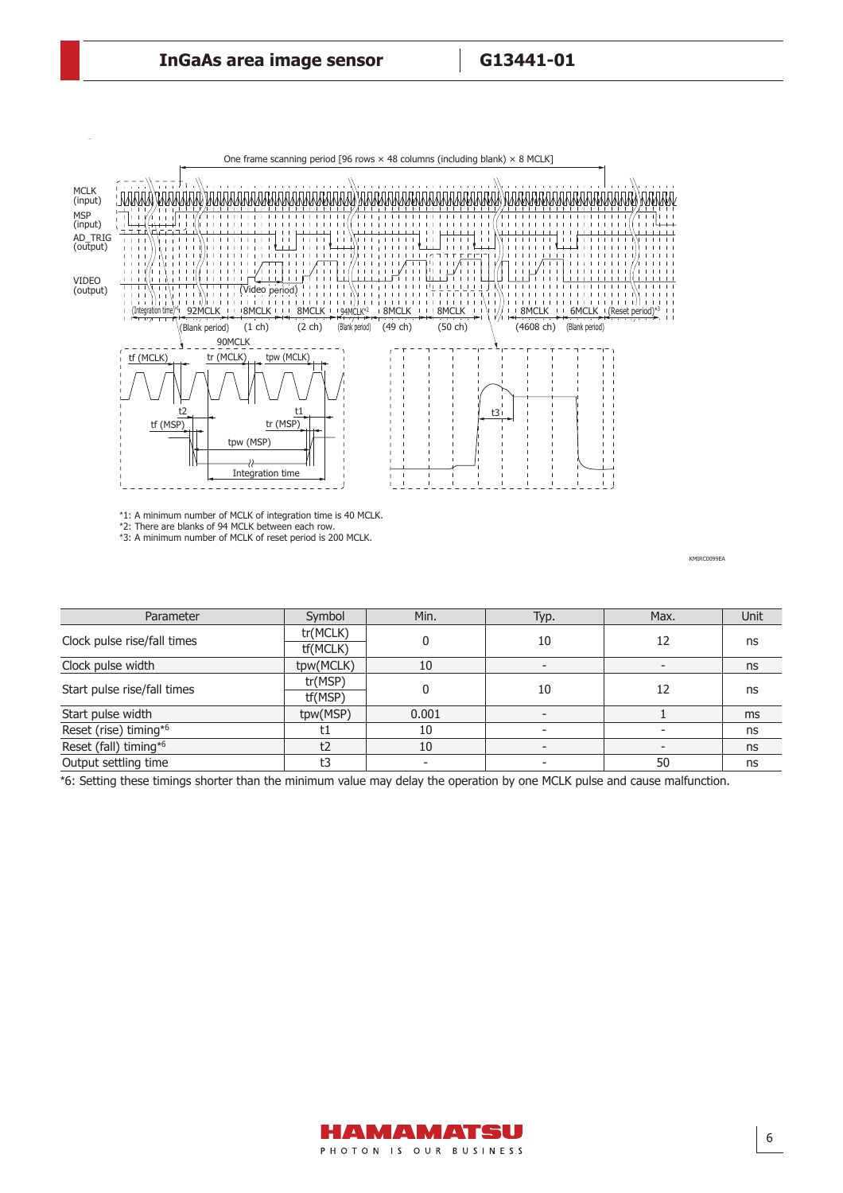*1: A minimum number of MCLK of integration time is 40 MCLK.
*2: There are blanks of 94 MCLK between each row.
*3: A minimum number of MCLK of reset period is 200 MCLK.

KMIRC0099EA

| Parameter | Symbol | Min. | Typ. | Max. | Unit |
|---|---|---|---|---|---|
| Clock pulse rise/fall times | tr(MCLK) tf(MCLK) | 0 | 10 | 12 | ns |
| Clock pulse width | tpw(MCLK) | 10 | - | - | ns |
| Start pulse rise/fall times | tr(MSP) tf(MSP) | 0 | 10 | 12 | ns |
| Start pulse width | tpw(MSP) | 0.001 | - | 1 | ms |
| Reset (rise) timing*6 | t1 | 10 | - | - | ns |
| Reset (fall) timing*6 | t2 | 10 | - | - | ns |
| Output settling time | t3 | - | - | 50 | ns |

*6: Setting these timings shorter than the minimum value may delay the operation by one MCLK pulse and cause malfunction.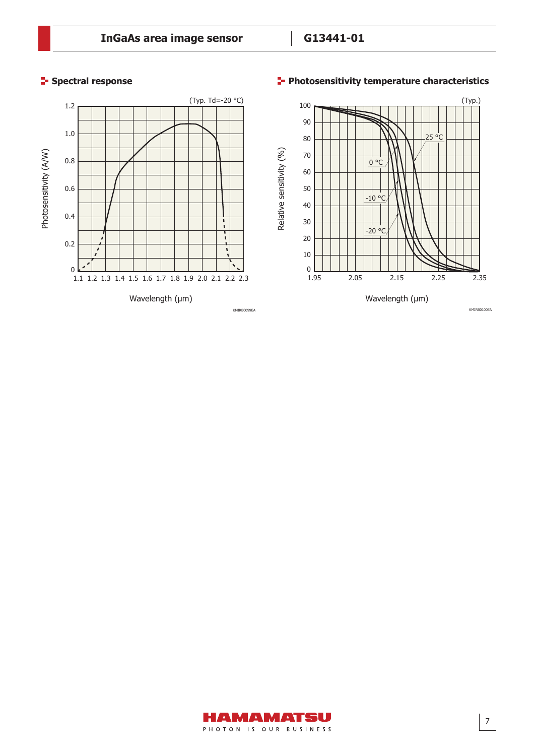## Spectral response

(Typ. Td=-20 °C)

Photosensitivity (A/W)

Wavelength (μm)

KMIRB0099EA

## Photosensitivity temperature characteristics

(Typ.)

Relative sensitivity (%)

Wavelength (μm)

KMIRB0100EA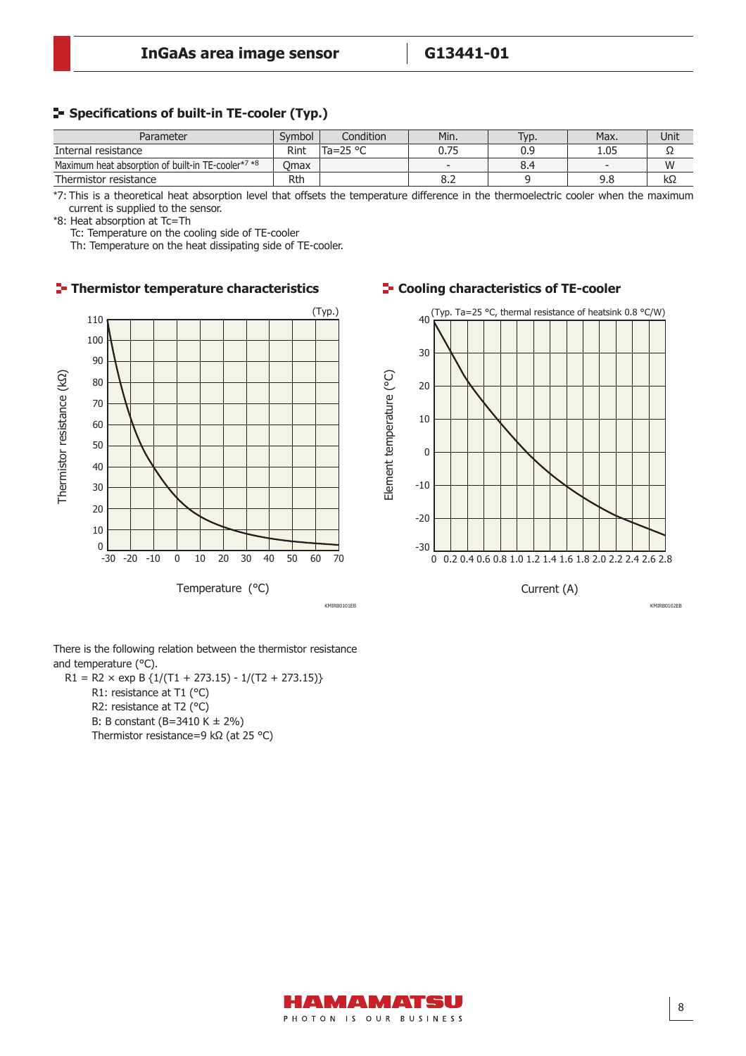## Specifications of built-in TE-cooler (Typ.)

| Parameter | Symbol | Condition | Min. | Typ. | Max. | Unit |
|---|---|---|---|---|---|---|
| Internal resistance | Rint | Ta=25 °C | 0.75 | 0.9 | 1.05 | Ω |
| Maximum heat absorption of built-in TE-cooler*7 *8 | Qmax | | - | 8.4 | - | W |
| Thermistor resistance | Rth | | 8.2 | 9 | 9.8 | kΩ |

*7: This is a theoretical heat absorption level that offsets the temperature difference in the thermoelectric cooler when the maximum current is supplied to the sensor.

*8: Heat absorption at Tc=Th

Tc: Temperature on the cooling side of TE-cooler

Th: Temperature on the heat dissipating side of TE-cooler.

## Thermistor temperature characteristics

## Cooling characteristics of TE-cooler

There is the following relation between the thermistor resistance and temperature (°C).

$$R1 = R2 \times \exp B \{1/(T1 + 273.15) - 1/(T2 + 273.15)\}$$

R1: resistance at T1 (°C)

R2: resistance at T2 (°C)

B: B constant (B=3410 K ± 2%)

Thermistor resistance=9 kΩ (at 25 °C)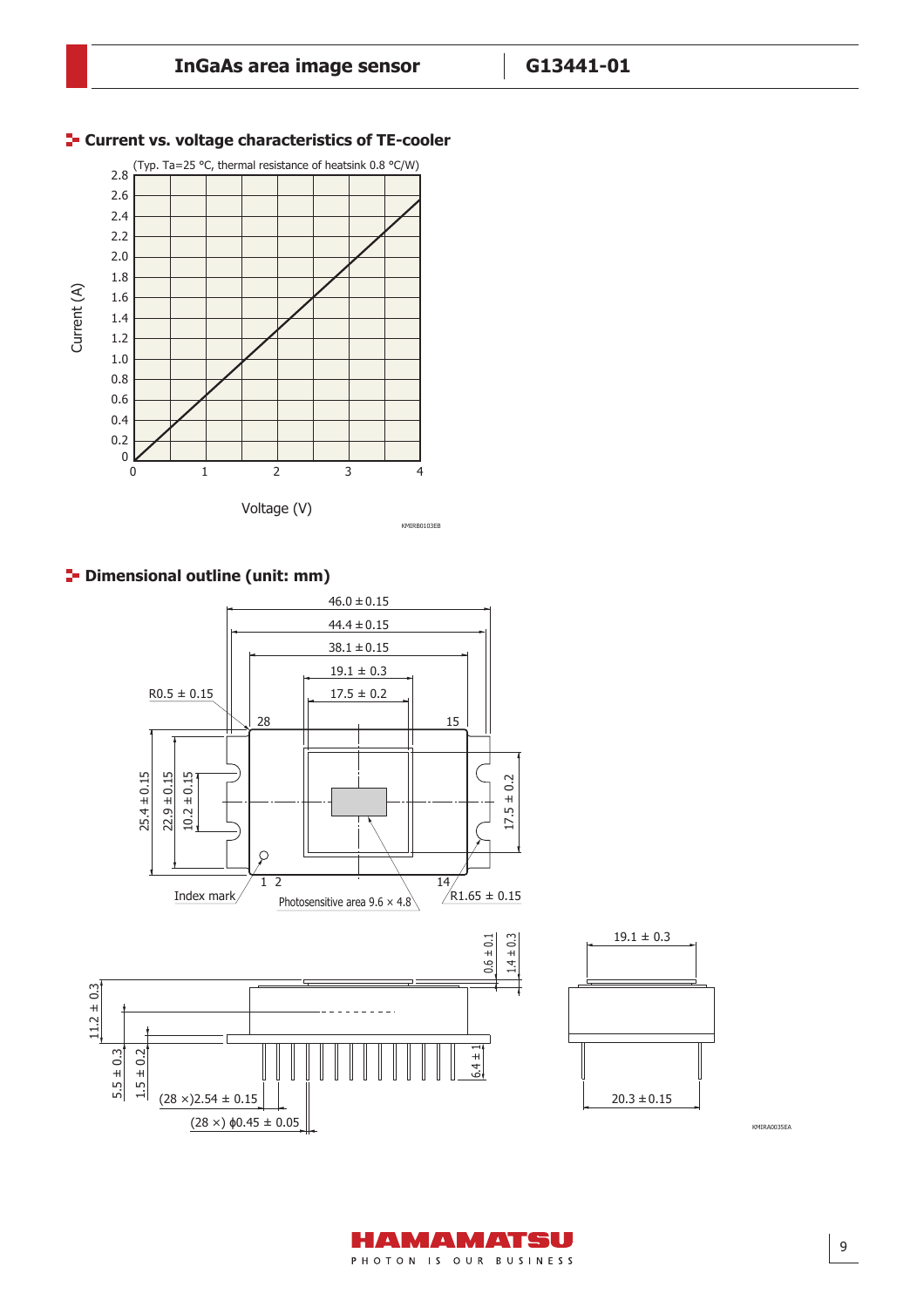## Current vs. voltage characteristics of TE-cooler

(Typ. Ta=25 °C, thermal resistance of heatsink 0.8 °C/W)

Current (A)

Voltage (V)

KMIRB0103EB

## Dimensional outline (unit: mm)

46.0 ± 0.15

44.4 ± 0.15

38.1 ± 0.15

19.1 ± 0.3

17.5 ± 0.2

R0.5 ± 0.15

25.4 ± 0.15

22.9 ± 0.15

10.2 ± 0.15

17.5 ± 0.2

Index mark

Photosensitive area 9.6 × 4.8

R1.65 ± 0.15

0.6 ± 0.1

1.4 ± 0.3

11.2 ± 0.3

5.5 ± 0.3

1.5 ± 0.2

6.4 ± 1

(28 ×)2.54 ± 0.15

(28 ×) ϕ0.45 ± 0.05

19.1 ± 0.3

20.3 ± 0.15

KMIRA0035EA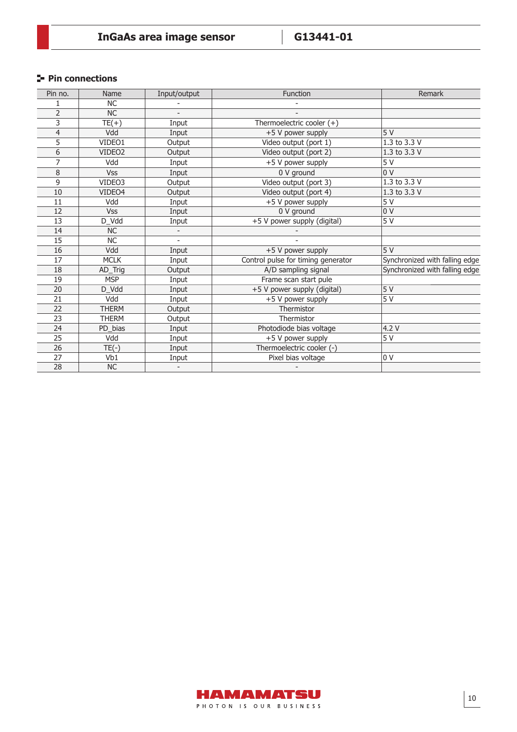## Pin connections

| Pin no. | Name | Input/output | Function | Remark |
|---|---|---|---|---|
| 1 | NC | - | - | |
| 2 | NC | - | - | |
| 3 | TE(+) | Input | Thermoelectric cooler (+) | |
| 4 | Vdd | Input | +5 V power supply | 5 V |
| 5 | VIDEO1 | Output | Video output (port 1) | 1.3 to 3.3 V |
| 6 | VIDEO2 | Output | Video output (port 2) | 1.3 to 3.3 V |
| 7 | Vdd | Input | +5 V power supply | 5 V |
| 8 | Vss | Input | 0 V ground | 0 V |
| 9 | VIDEO3 | Output | Video output (port 3) | 1.3 to 3.3 V |
| 10 | VIDEO4 | Output | Video output (port 4) | 1.3 to 3.3 V |
| 11 | Vdd | Input | +5 V power supply | 5 V |
| 12 | Vss | Input | 0 V ground | 0 V |
| 13 | D_Vdd | Input | +5 V power supply (digital) | 5 V |
| 14 | NC | - | - | |
| 15 | NC | - | - | |
| 16 | Vdd | Input | +5 V power supply | 5 V |
| 17 | MCLK | Input | Control pulse for timing generator | Synchronized with falling edge |
| 18 | AD_Trig | Output | A/D sampling signal | Synchronized with falling edge |
| 19 | MSP | Input | Frame scan start pule | |
| 20 | D_Vdd | Input | +5 V power supply (digital) | 5 V |
| 21 | Vdd | Input | +5 V power supply | 5 V |
| 22 | THERM | Output | Thermistor | |
| 23 | THERM | Output | Thermistor | |
| 24 | PD_bias | Input | Photodiode bias voltage | 4.2 V |
| 25 | Vdd | Input | +5 V power supply | 5 V |
| 26 | TE(-) | Input | Thermoelectric cooler (-) | |
| 27 | Vb1 | Input | Pixel bias voltage | 0 V |
| 28 | NC | - | - | |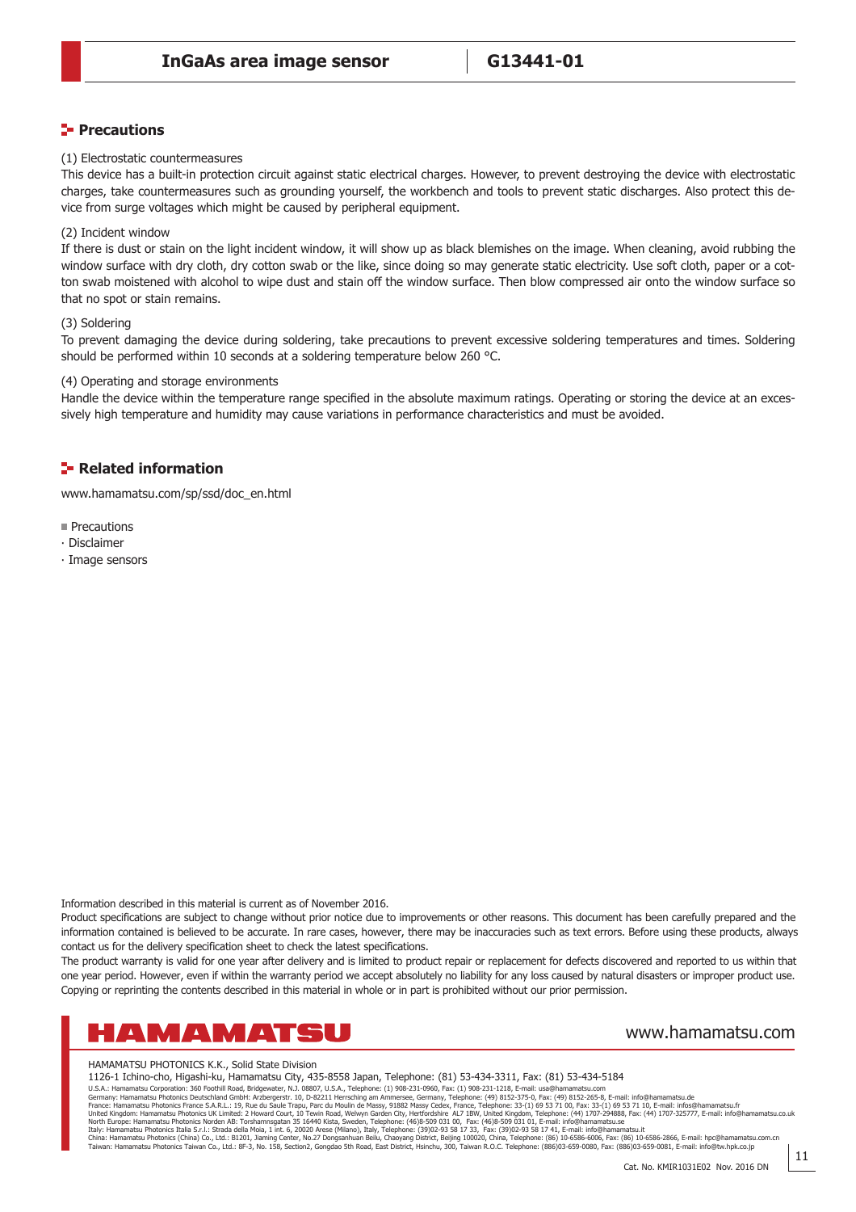## Precautions

(1) Electrostatic countermeasures

This device has a built-in protection circuit against static electrical charges. However, to prevent destroying the device with electrostatic charges, take countermeasures such as grounding yourself, the workbench and tools to prevent static discharges. Also protect this device from surge voltages which might be caused by peripheral equipment.

(2) Incident window

If there is dust or stain on the light incident window, it will show up as black blemishes on the image. When cleaning, avoid rubbing the window surface with dry cloth, dry cotton swab or the like, since doing so may generate static electricity. Use soft cloth, paper or a cotton swab moistened with alcohol to wipe dust and stain off the window surface. Then blow compressed air onto the window surface so that no spot or stain remains.

(3) Soldering

To prevent damaging the device during soldering, take precautions to prevent excessive soldering temperatures and times. Soldering should be performed within 10 seconds at a soldering temperature below 260 °C.

(4) Operating and storage environments

Handle the device within the temperature range specified in the absolute maximum ratings. Operating or storing the device at an excessively high temperature and humidity may cause variations in performance characteristics and must be avoided.

## Related information

www.hamamatsu.com/sp/ssd/doc_en.html

- Precautions
  - · Disclaimer
  - · Image sensors

Information described in this material is current as of November 2016.

Product specifications are subject to change without prior notice due to improvements or other reasons. This document has been carefully prepared and the information contained is believed to be accurate. In rare cases, however, there may be inaccuracies such as text errors. Before using these products, always contact us for the delivery specification sheet to check the latest specifications.

The product warranty is valid for one year after delivery and is limited to product repair or replacement for defects discovered and reported to us within that one year period. However, even if within the warranty period we accept absolutely no liability for any loss caused by natural disasters or improper product use.

Copying or reprinting the contents described in this material in whole or in part is prohibited without our prior permission.

HAMAMATSU

www.hamamatsu.com

HAMAMATSU PHOTONICS K.K., Solid State Division

1126-1 Ichino-cho, Higashi-ku, Hamamatsu City, 435-8558 Japan, Telephone: (81) 53-434-3311, Fax: (81) 53-434-5184

U.S.A.: Hamamatsu Corporation: 360 Foothill Road, Bridgewater, N.J. 08807, U.S.A., Telephone: (1) 908-231-0960, Fax: (1) 908-231-1218, E-mail: usa@hamamatsu.com

Germany: Hamamatsu Photonics Deutschland GmbH: Arzbergerstr. 10, D-82211 Herrsching am Ammersee, Germany, Telephone: (49) 8152-375-0, Fax: (49) 8152-265-8, E-mail: info@hamamatsu.de

France: Hamamatsu Photonics France S.A.R.L.: 19, Rue du Saule Trapu, Parc du Moulin de Massy, 91882 Massy Cedex, France, Telephone: 33-(1) 69 53 71 00, Fax: 33-(1) 69 53 71 10, E-mail: infos@hamamatsu.fr

United Kingdom: Hamamatsu Photonics UK Limited: 2 Howard Court, 10 Tewin Road, Welwyn Garden City, Hertfordshire AL7 1BW, United Kingdom, Telephone: (44) 1707-294888, Fax: (44) 1707-325777, E-mail: info@hamamatsu.co.uk

North Europe: Hamamatsu Photonics Norden AB: Torshamnsgatan 35 16440 Kista, Sweden, Telephone: (46)8-509 031 00, Fax: (46)8-509 031 01, E-mail: info@hamamatsu.se

Italy: Hamamatsu Photonics Italia S.r.l.: Strada della Moia, 1 int. 6, 20020 Arese (Milano), Italy, Telephone: (39)02-93 58 17 33, Fax: (39)02-93 58 17 41, E-mail: info@hamamatsu.it

China: Hamamatsu Photonics (China) Co., Ltd.: B1201, Jiaming Center, No.27 Dongsanhuan Beilu, Chaoyang District, Beijing 100020, China, Telephone: (86) 10-6586-6006, Fax: (86) 10-6586-2866, E-mail: hpc@hamamatsu.com.cn

Taiwan: Hamamatsu Photonics Taiwan Co., Ltd.: 8F-3, No. 158, Section2, Gongdao 5th Road, East District, Hsinchu, 300, Taiwan R.O.C. Telephone: (886)03-659-0080, Fax: (886)03-659-0081, E-mail: info@tw.hpk.co.jp

Cat. No. KMIR1031E02 Nov. 2016 DN